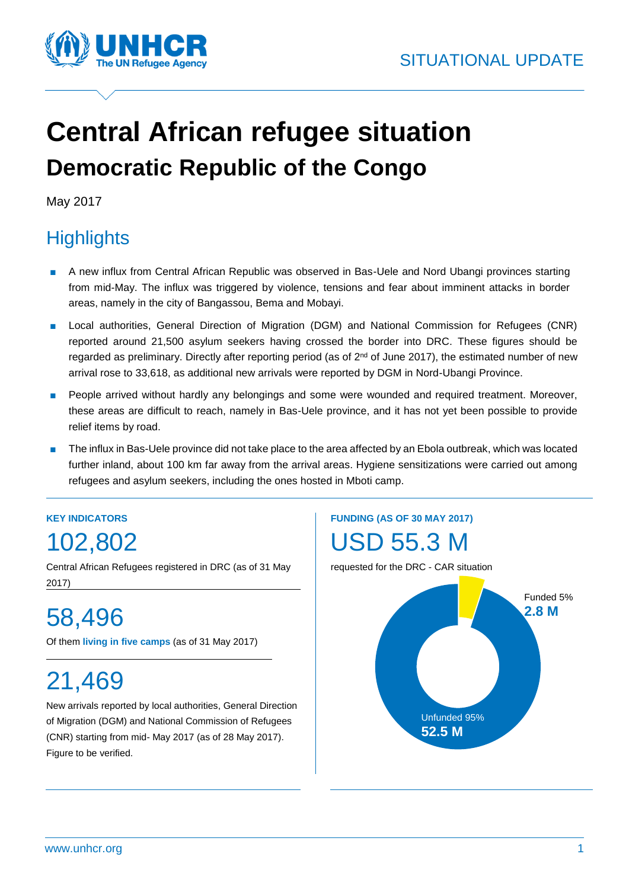SITUATIONAL UPDATE

# Central African refugee situation

## Democratic Republic of the Congo

May 2017

## Highlights

- A new influx from Central African Republic was observed in Bas-Uele and Nord Ubangi provinces starting from mid-May. The influx was triggered by violence, tensions and fear about imminent attacks in border areas, namely in the city of Bangassou, Bema and Mobayi.
- Local authorities, General Direction of Migration (DGM) and National Commission for Refugees (CNR) reported around 21,500 asylum seekers having crossed the border into DRC. These figures should be regarded as preliminary. Directly after reporting period (as of 2nd of June 2017), the estimated number of new arrival rose to 33,618, as additional new arrivals were reported by DGM in Nord-Ubangi Province.
- People arrived without hardly any belongings and some were wounded and required treatment. Moreover, these areas are difficult to reach, namely in Bas-Uele province, and it has not yet been possible to provide relief items by road.
- The influx in Bas-Uele province did not take place to the area affected by an Ebola outbreak, which was located further inland, about 100 km far away from the arrival areas. Hygiene sensitizations were carried out among refugees and asylum seekers, including the ones hosted in Mboti camp.

**KEY INDICATORS**

**102,802**

Central African Refugees registered in DRC (as of 31 May 2017)

**58,496**

Of them **living in five camps** (as of 31 May 2017)

**21,469**

New arrivals reported by local authorities, General Direction of Migration (DGM) and National Commission of Refugees (CNR) starting from mid- May 2017 (as of 28 May 2017). Figure to be verified.

**FUNDING (AS OF 30 MAY 2017)**

**USD 55.3 M**

requested for the DRC - CAR situation

Funded 5%
**2.8 M**

Unfunded 95%
**52.5 M**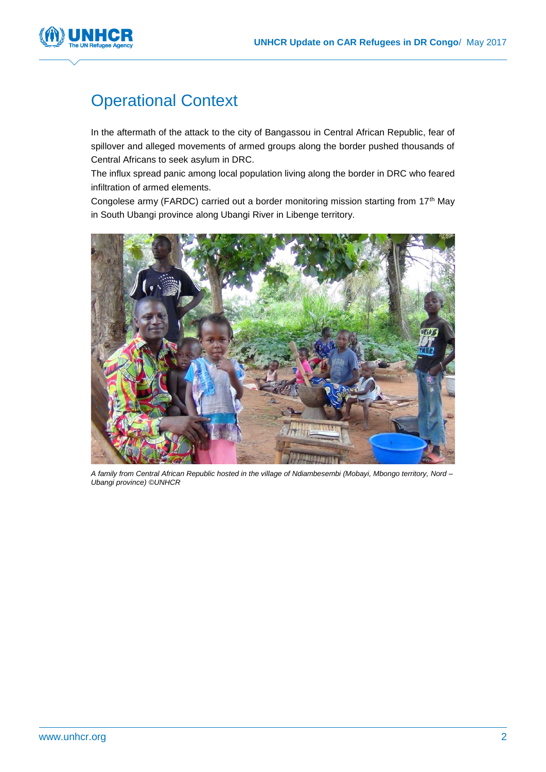# Operational Context

In the aftermath of the attack to the city of Bangassou in Central African Republic, fear of spillover and alleged movements of armed groups along the border pushed thousands of Central Africans to seek asylum in DRC.

The influx spread panic among local population living along the border in DRC who feared infiltration of armed elements.

Congolese army (FARDC) carried out a border monitoring mission starting from 17th May in South Ubangi province along Ubangi River in Libenge territory.

*A family from Central African Republic hosted in the village of Ndiambesembi (Mobayi, Mbongo territory, Nord – Ubangi province) ©UNHCR*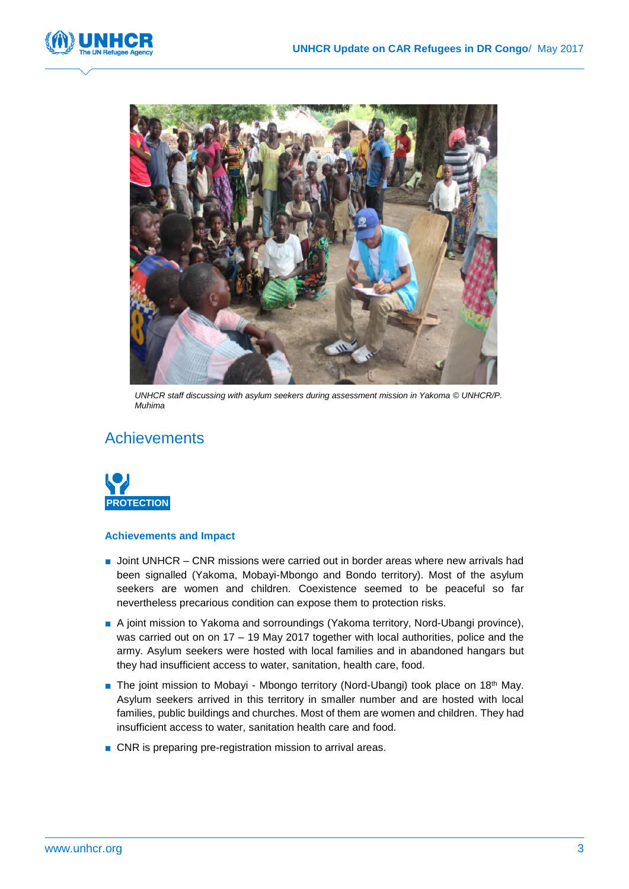*UNHCR staff discussing with asylum seekers during assessment mission in Yakoma © UNHCR/P. Muhima*

## Achievements

**PROTECTION**

### Achievements and Impact

- Joint UNHCR – CNR missions were carried out in border areas where new arrivals had been signalled (Yakoma, Mobayi-Mbongo and Bondo territory). Most of the asylum seekers are women and children. Coexistence seemed to be peaceful so far nevertheless precarious condition can expose them to protection risks.
- A joint mission to Yakoma and sorroundings (Yakoma territory, Nord-Ubangi province), was carried out on on 17 – 19 May 2017 together with local authorities, police and the army. Asylum seekers were hosted with local families and in abandoned hangars but they had insufficient access to water, sanitation, health care, food.
- The joint mission to Mobayi - Mbongo territory (Nord-Ubangi) took place on 18th May. Asylum seekers arrived in this territory in smaller number and are hosted with local families, public buildings and churches. Most of them are women and children. They had insufficient access to water, sanitation health care and food.
- CNR is preparing pre-registration mission to arrival areas.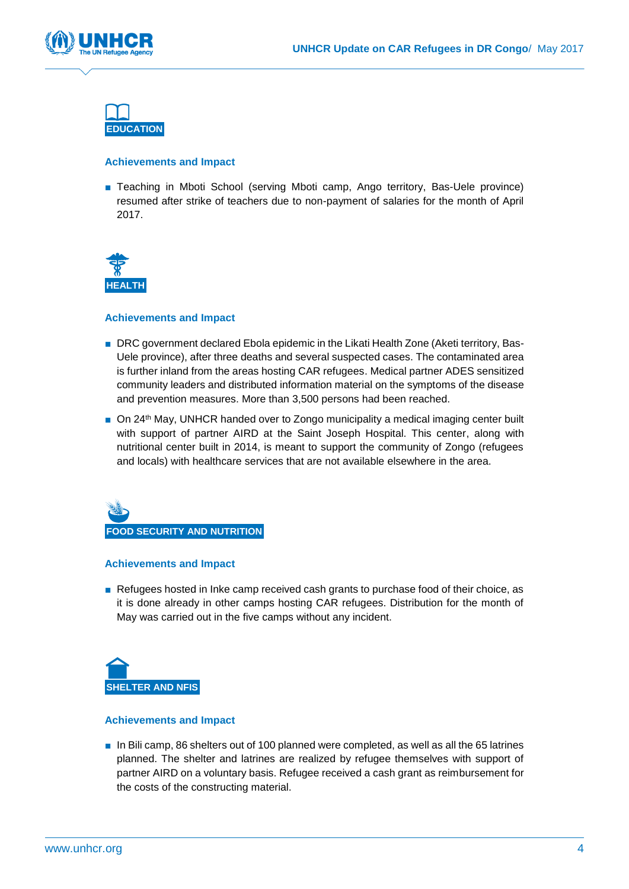## EDUCATION

### Achievements and Impact

- Teaching in Mboti School (serving Mboti camp, Ango territory, Bas-Uele province) resumed after strike of teachers due to non-payment of salaries for the month of April 2017.

## HEALTH

### Achievements and Impact

- DRC government declared Ebola epidemic in the Likati Health Zone (Aketi territory, Bas-Uele province), after three deaths and several suspected cases. The contaminated area is further inland from the areas hosting CAR refugees. Medical partner ADES sensitized community leaders and distributed information material on the symptoms of the disease and prevention measures. More than 3,500 persons had been reached.
- On 24th May, UNHCR handed over to Zongo municipality a medical imaging center built with support of partner AIRD at the Saint Joseph Hospital. This center, along with nutritional center built in 2014, is meant to support the community of Zongo (refugees and locals) with healthcare services that are not available elsewhere in the area.

## FOOD SECURITY AND NUTRITION

### Achievements and Impact

- Refugees hosted in Inke camp received cash grants to purchase food of their choice, as it is done already in other camps hosting CAR refugees. Distribution for the month of May was carried out in the five camps without any incident.

## SHELTER AND NFIS

### Achievements and Impact

- In Bili camp, 86 shelters out of 100 planned were completed, as well as all the 65 latrines planned. The shelter and latrines are realized by refugee themselves with support of partner AIRD on a voluntary basis. Refugee received a cash grant as reimbursement for the costs of the constructing material.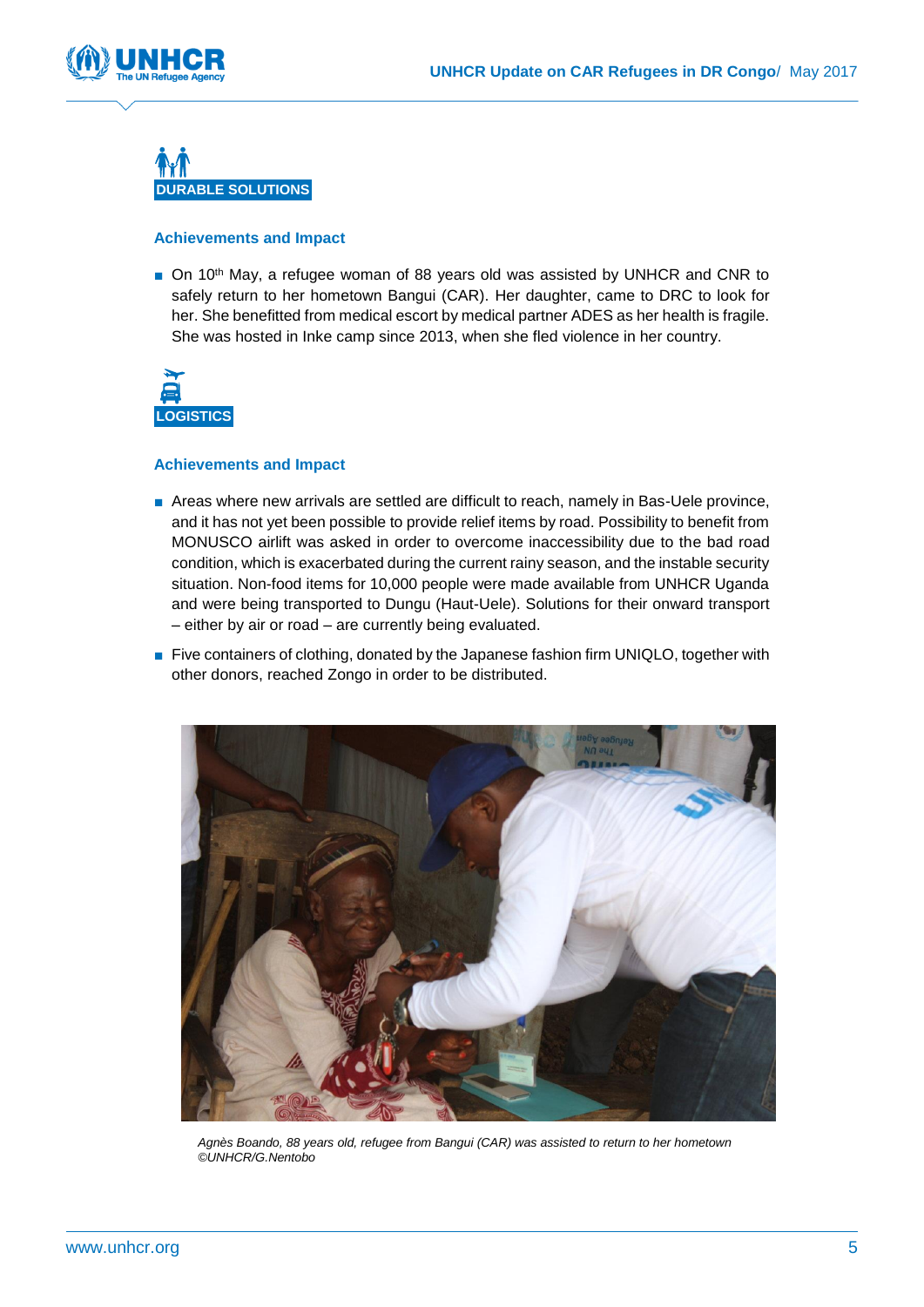## DURABLE SOLUTIONS

### Achievements and Impact

- On 10th May, a refugee woman of 88 years old was assisted by UNHCR and CNR to safely return to her hometown Bangui (CAR). Her daughter, came to DRC to look for her. She benefitted from medical escort by medical partner ADES as her health is fragile. She was hosted in Inke camp since 2013, when she fled violence in her country.

## LOGISTICS

### Achievements and Impact

- Areas where new arrivals are settled are difficult to reach, namely in Bas-Uele province, and it has not yet been possible to provide relief items by road. Possibility to benefit from MONUSCO airlift was asked in order to overcome inaccessibility due to the bad road condition, which is exacerbated during the current rainy season, and the instable security situation. Non-food items for 10,000 people were made available from UNHCR Uganda and were being transported to Dungu (Haut-Uele). Solutions for their onward transport – either by air or road – are currently being evaluated.
- Five containers of clothing, donated by the Japanese fashion firm UNIQLO, together with other donors, reached Zongo in order to be distributed.

*Agnès Boando, 88 years old, refugee from Bangui (CAR) was assisted to return to her hometown ©UNHCR/G.Nentobo*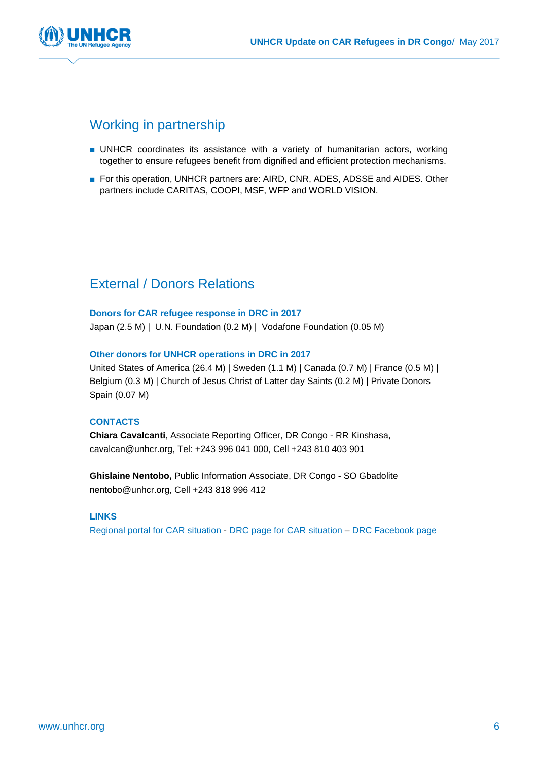## Working in partnership

- UNHCR coordinates its assistance with a variety of humanitarian actors, working together to ensure refugees benefit from dignified and efficient protection mechanisms.
- For this operation, UNHCR partners are: AIRD, CNR, ADES, ADSSE and AIDES. Other partners include CARITAS, COOPI, MSF, WFP and WORLD VISION.

## External / Donors Relations

**Donors for CAR refugee response in DRC in 2017**

Japan (2.5 M) | U.N. Foundation (0.2 M) | Vodafone Foundation (0.05 M)

**Other donors for UNHCR operations in DRC in 2017**

United States of America (26.4 M) | Sweden (1.1 M) | Canada (0.7 M) | France (0.5 M) | Belgium (0.3 M) | Church of Jesus Christ of Latter day Saints (0.2 M) | Private Donors Spain (0.07 M)

**CONTACTS**

**Chiara Cavalcanti**, Associate Reporting Officer, DR Congo - RR Kinshasa, cavalcan@unhcr.org, Tel: +243 996 041 000, Cell +243 810 403 901

**Ghislaine Nentobo,** Public Information Associate, DR Congo - SO Gbadolite nentobo@unhcr.org, Cell +243 818 996 412

**LINKS**

Regional portal for CAR situation - DRC page for CAR situation – DRC Facebook page